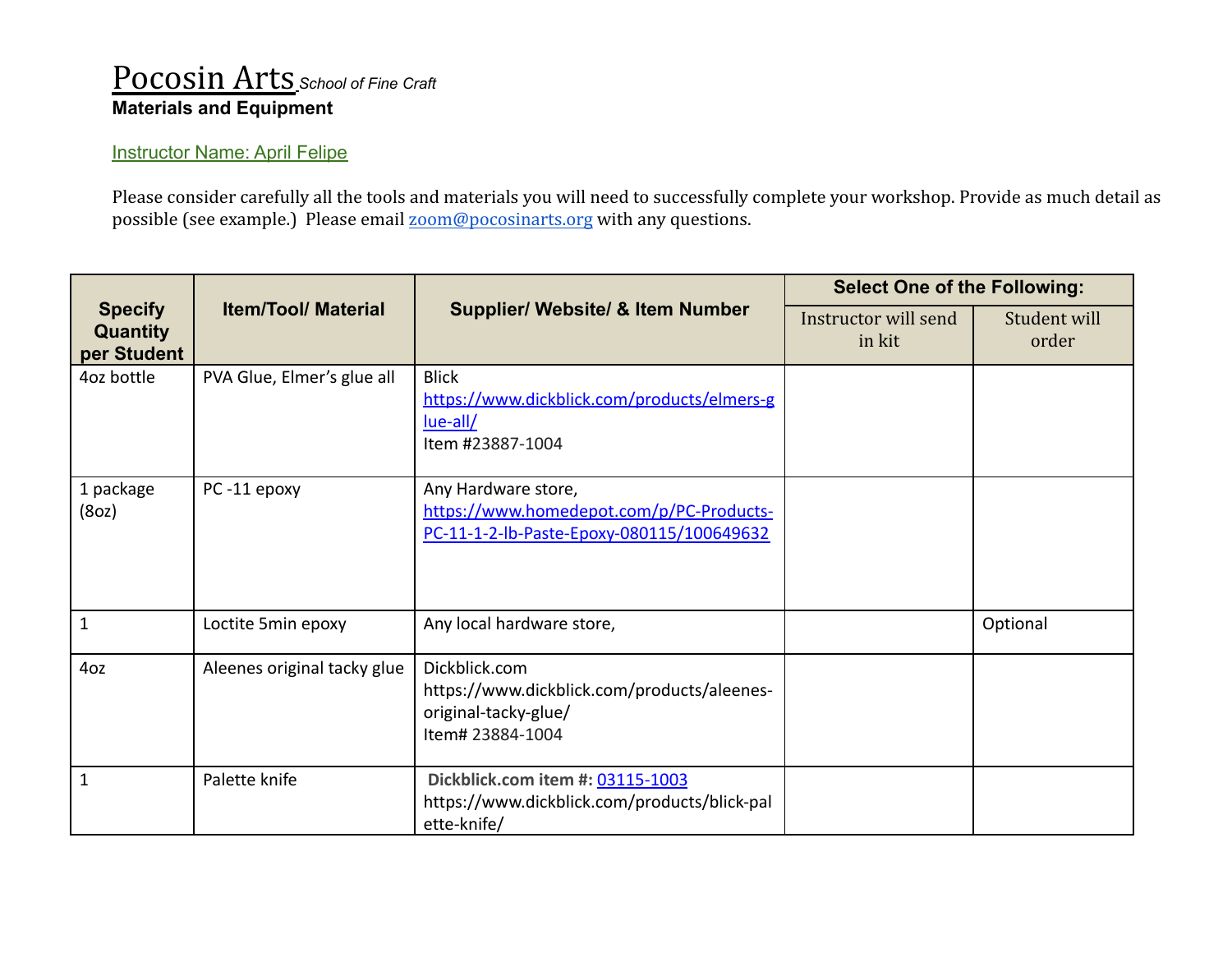# Pocosin Arts *School of Fine Craft*

**Materials and Equipment**

Instructor Name: April Felipe

Please consider carefully all the tools and materials you will need to successfully complete your workshop. Provide as much detail as possible (see example.) Please email zoom@pocosinarts.org with any questions.

| Specify Quantity per Student | Item/Tool/ Material | Supplier/ Website/ & Item Number | Select One of the Following: | |
|---|---|---|---|---|
| | | | Instructor will send in kit | Student will order |
| 4oz bottle | PVA Glue, Elmer's glue all | Blick https://www.dickblick.com/products/elmers-glue-all/ Item #23887-1004 | | |
| 1 package (8oz) | PC -11 epoxy | Any Hardware store, https://www.homedepot.com/p/PC-Products-PC-11-1-2-lb-Paste-Epoxy-080115/100649632 | | |
| 1 | Loctite 5min epoxy | Any local hardware store, | | Optional |
| 4oz | Aleenes original tacky glue | Dickblick.com https://www.dickblick.com/products/aleenes-original-tacky-glue/ Item# 23884-1004 | | |
| 1 | Palette knife | **Dickblick.com item #:** 03115-1003 https://www.dickblick.com/products/blick-palette-knife/ | | |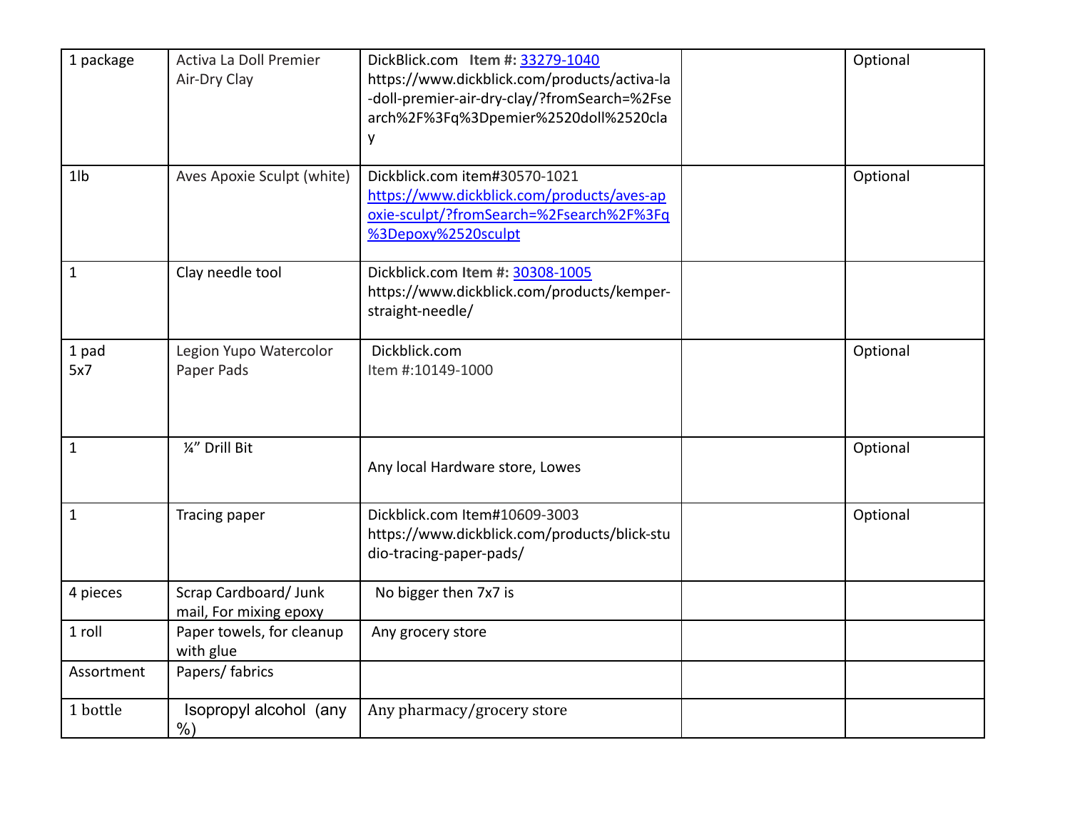| | | | | |
|---|---|---|---|---|
| 1 package | Activa La Doll Premier Air-Dry Clay | DickBlick.com **Item #:** 33279-1040 https://www.dickblick.com/products/activa-la-doll-premier-air-dry-clay/?fromSearch=%2Fsearch%2F%3Fq%3Dpemier%2520doll%2520clay | | Optional |
| 1lb | Aves Apoxie Sculpt (white) | Dickblick.com item#30570-1021 https://www.dickblick.com/products/aves-apoxie-sculpt/?fromSearch=%2Fsearch%2F%3Fq%3Depoxy%2520sculpt | | Optional |
| 1 | Clay needle tool | Dickblick.com **Item #:** 30308-1005 https://www.dickblick.com/products/kemper-straight-needle/ | | |
| 1 pad 5x7 | Legion Yupo Watercolor Paper Pads | Dickblick.com Item #:10149-1000 | | Optional |
| 1 | ¼" Drill Bit | Any local Hardware store, Lowes | | Optional |
| 1 | Tracing paper | Dickblick.com Item#10609-3003 https://www.dickblick.com/products/blick-studio-tracing-paper-pads/ | | Optional |
| 4 pieces | Scrap Cardboard/ Junk mail, For mixing epoxy | No bigger then 7x7 is | | |
| 1 roll | Paper towels, for cleanup with glue | Any grocery store | | |
| Assortment | Papers/ fabrics | | | |
| 1 bottle | Isopropyl alcohol (any %) | Any pharmacy/grocery store | | |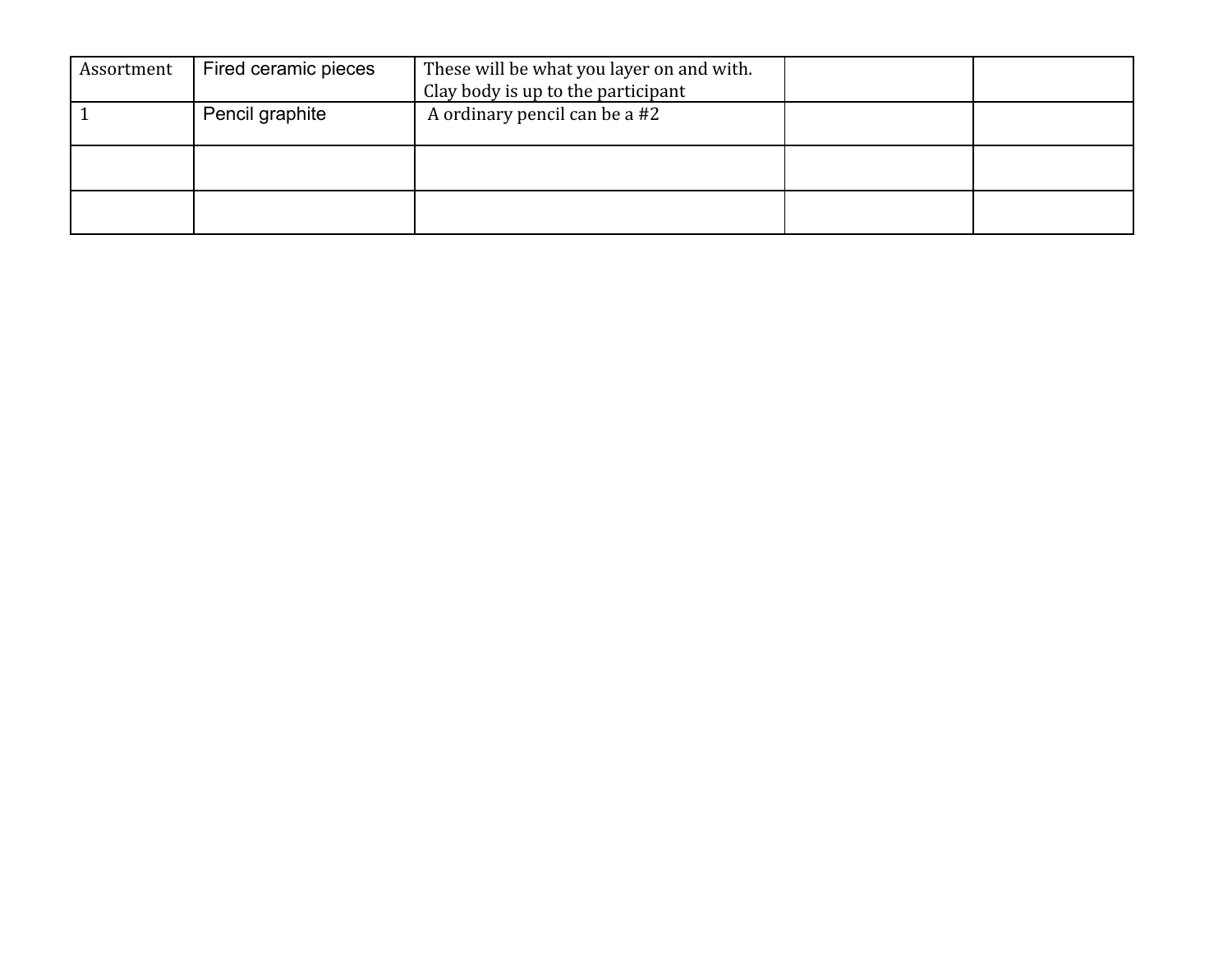| | | | | |
|---|---|---|---|---|
| Assortment | Fired ceramic pieces | These will be what you layer on and with. Clay body is up to the participant | | |
| 1 | Pencil graphite | A ordinary pencil can be a #2 | | |
| | | | | |
| | | | | |